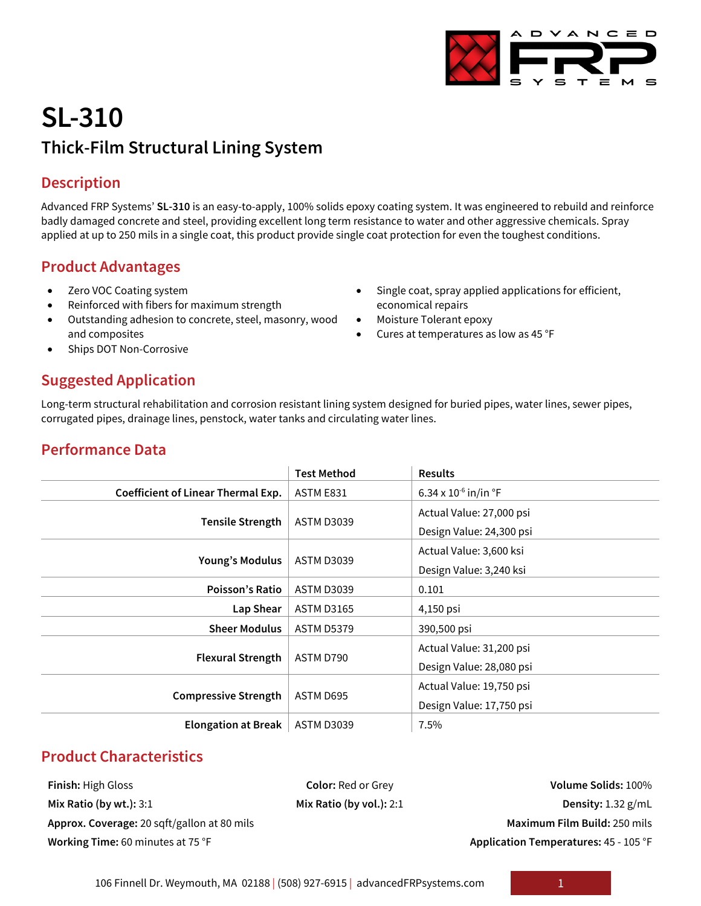# SL-310

## Thick-Film Structural Lining System

## Description

Advanced FRP Systems' **SL-310** is an easy-to-apply, 100% solids epoxy coating system. It was engineered to rebuild and reinforce badly damaged concrete and steel, providing excellent long term resistance to water and other aggressive chemicals. Spray applied at up to 250 mils in a single coat, this product provide single coat protection for even the toughest conditions.

## Product Advantages

- Zero VOC Coating system
- Reinforced with fibers for maximum strength
- Outstanding adhesion to concrete, steel, masonry, wood and composites
- Ships DOT Non-Corrosive
- Single coat, spray applied applications for efficient, economical repairs
- Moisture Tolerant epoxy
- Cures at temperatures as low as 45 °F

## Suggested Application

Long-term structural rehabilitation and corrosion resistant lining system designed for buried pipes, water lines, sewer pipes, corrugated pipes, drainage lines, penstock, water tanks and circulating water lines.

## Performance Data

| | Test Method | Results |
|---|---|---|
| **Coefficient of Linear Thermal Exp.** | ASTM E831 | $6.34 \times 10^{-6}$ in/in °F |
| **Tensile Strength** | ASTM D3039 | Actual Value: 27,000 psi<br>Design Value: 24,300 psi |
| **Young's Modulus** | ASTM D3039 | Actual Value: 3,600 ksi<br>Design Value: 3,240 ksi |
| **Poisson's Ratio** | ASTM D3039 | 0.101 |
| **Lap Shear** | ASTM D3165 | 4,150 psi |
| **Sheer Modulus** | ASTM D5379 | 390,500 psi |
| **Flexural Strength** | ASTM D790 | Actual Value: 31,200 psi<br>Design Value: 28,080 psi |
| **Compressive Strength** | ASTM D695 | Actual Value: 19,750 psi<br>Design Value: 17,750 psi |
| **Elongation at Break** | ASTM D3039 | 7.5% |

## Product Characteristics

**Finish:** High Gloss

**Color:** Red or Grey

**Volume Solids:** 100%

**Mix Ratio (by wt.):** 3:1

**Mix Ratio (by vol.):** 2:1

**Density:** 1.32 g/mL

**Approx. Coverage:** 20 sqft/gallon at 80 mils

**Maximum Film Build:** 250 mils

**Working Time:** 60 minutes at 75 °F

**Application Temperatures:** 45 - 105 °F

106 Finnell Dr. Weymouth, MA 02188 | (508) 927-6915 | advancedFRPsystems.com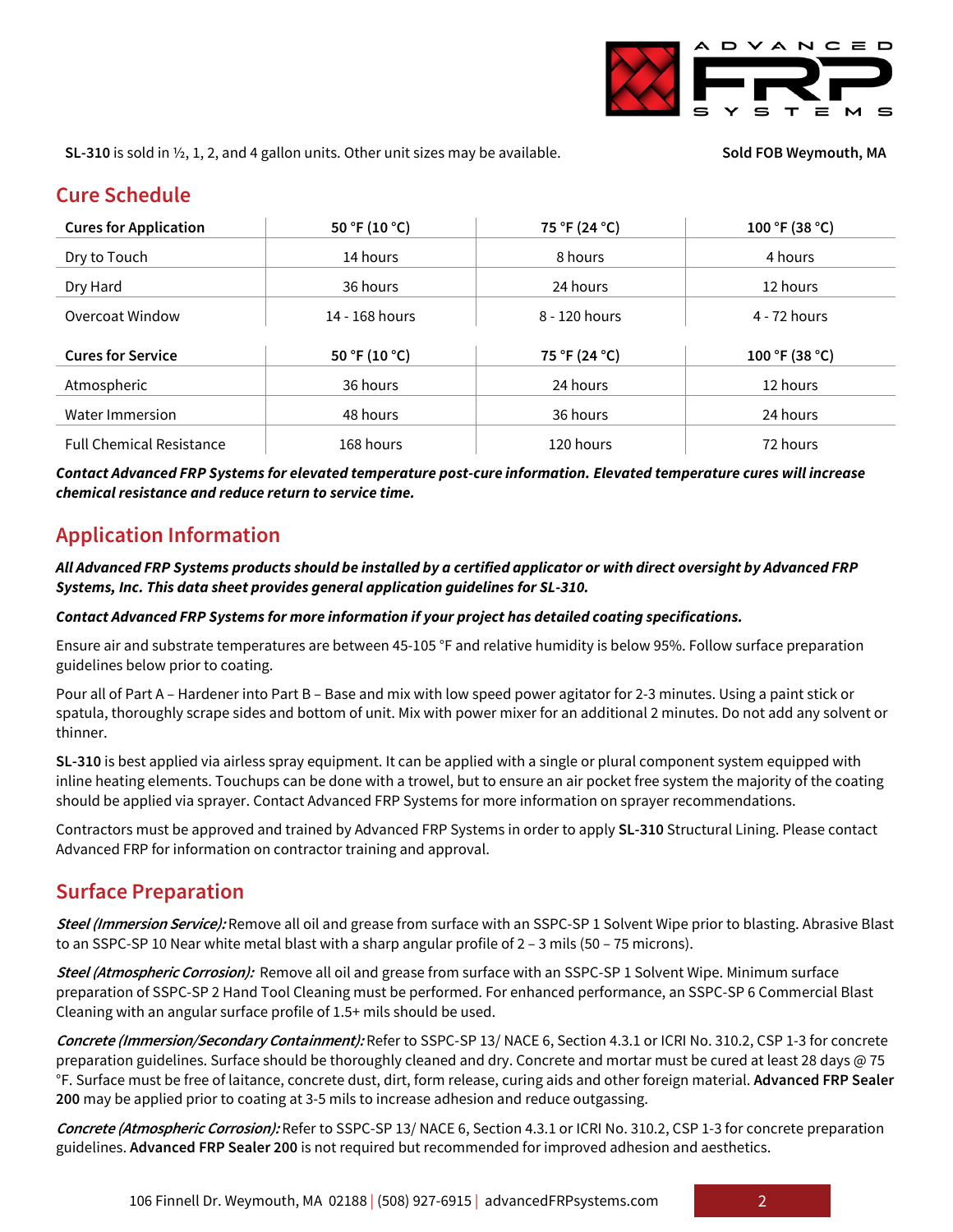**SL-310** is sold in ½, 1, 2, and 4 gallon units. Other unit sizes may be available. **Sold FOB Weymouth, MA**

## Cure Schedule

| Cures for Application | 50 °F (10 °C) | 75 °F (24 °C) | 100 °F (38 °C) |
|---|---|---|---|
| Dry to Touch | 14 hours | 8 hours | 4 hours |
| Dry Hard | 36 hours | 24 hours | 12 hours |
| Overcoat Window | 14 - 168 hours | 8 - 120 hours | 4 - 72 hours |

| Cures for Service | 50 °F (10 °C) | 75 °F (24 °C) | 100 °F (38 °C) |
|---|---|---|---|
| Atmospheric | 36 hours | 24 hours | 12 hours |
| Water Immersion | 48 hours | 36 hours | 24 hours |
| Full Chemical Resistance | 168 hours | 120 hours | 72 hours |

***Contact Advanced FRP Systems for elevated temperature post-cure information. Elevated temperature cures will increase chemical resistance and reduce return to service time.***

## Application Information

***All Advanced FRP Systems products should be installed by a certified applicator or with direct oversight by Advanced FRP Systems, Inc. This data sheet provides general application guidelines for SL-310.***

***Contact Advanced FRP Systems for more information if your project has detailed coating specifications.***

Ensure air and substrate temperatures are between 45-105 °F and relative humidity is below 95%. Follow surface preparation guidelines below prior to coating.

Pour all of Part A – Hardener into Part B – Base and mix with low speed power agitator for 2-3 minutes. Using a paint stick or spatula, thoroughly scrape sides and bottom of unit. Mix with power mixer for an additional 2 minutes. Do not add any solvent or thinner.

**SL-310** is best applied via airless spray equipment. It can be applied with a single or plural component system equipped with inline heating elements. Touchups can be done with a trowel, but to ensure an air pocket free system the majority of the coating should be applied via sprayer. Contact Advanced FRP Systems for more information on sprayer recommendations.

Contractors must be approved and trained by Advanced FRP Systems in order to apply **SL-310** Structural Lining. Please contact Advanced FRP for information on contractor training and approval.

## Surface Preparation

***Steel (Immersion Service):*** Remove all oil and grease from surface with an SSPC-SP 1 Solvent Wipe prior to blasting. Abrasive Blast to an SSPC-SP 10 Near white metal blast with a sharp angular profile of 2 – 3 mils (50 – 75 microns).

***Steel (Atmospheric Corrosion):*** Remove all oil and grease from surface with an SSPC-SP 1 Solvent Wipe. Minimum surface preparation of SSPC-SP 2 Hand Tool Cleaning must be performed. For enhanced performance, an SSPC-SP 6 Commercial Blast Cleaning with an angular surface profile of 1.5+ mils should be used.

***Concrete (Immersion/Secondary Containment):*** Refer to SSPC-SP 13/ NACE 6, Section 4.3.1 or ICRI No. 310.2, CSP 1-3 for concrete preparation guidelines. Surface should be thoroughly cleaned and dry. Concrete and mortar must be cured at least 28 days @ 75 °F. Surface must be free of laitance, concrete dust, dirt, form release, curing aids and other foreign material. **Advanced FRP Sealer 200** may be applied prior to coating at 3-5 mils to increase adhesion and reduce outgassing.

***Concrete (Atmospheric Corrosion):*** Refer to SSPC-SP 13/ NACE 6, Section 4.3.1 or ICRI No. 310.2, CSP 1-3 for concrete preparation guidelines. **Advanced FRP Sealer 200** is not required but recommended for improved adhesion and aesthetics.

106 Finnell Dr. Weymouth, MA 02188 | (508) 927-6915 | advancedFRPsystems.com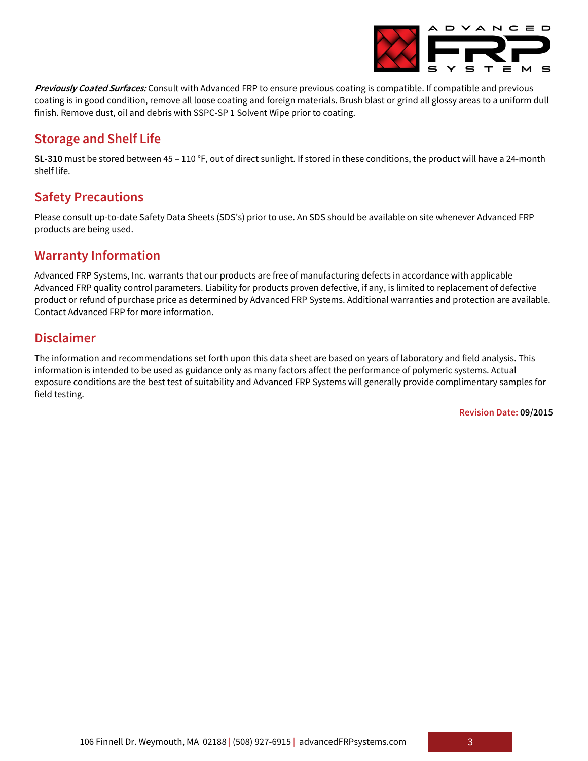***Previously Coated Surfaces:*** Consult with Advanced FRP to ensure previous coating is compatible. If compatible and previous coating is in good condition, remove all loose coating and foreign materials. Brush blast or grind all glossy areas to a uniform dull finish. Remove dust, oil and debris with SSPC-SP 1 Solvent Wipe prior to coating.

## Storage and Shelf Life

**SL-310** must be stored between 45 – 110 °F, out of direct sunlight. If stored in these conditions, the product will have a 24-month shelf life.

## Safety Precautions

Please consult up-to-date Safety Data Sheets (SDS's) prior to use. An SDS should be available on site whenever Advanced FRP products are being used.

## Warranty Information

Advanced FRP Systems, Inc. warrants that our products are free of manufacturing defects in accordance with applicable Advanced FRP quality control parameters. Liability for products proven defective, if any, is limited to replacement of defective product or refund of purchase price as determined by Advanced FRP Systems. Additional warranties and protection are available. Contact Advanced FRP for more information.

## Disclaimer

The information and recommendations set forth upon this data sheet are based on years of laboratory and field analysis. This information is intended to be used as guidance only as many factors affect the performance of polymeric systems. Actual exposure conditions are the best test of suitability and Advanced FRP Systems will generally provide complimentary samples for field testing.

**Revision Date: 09/2015**